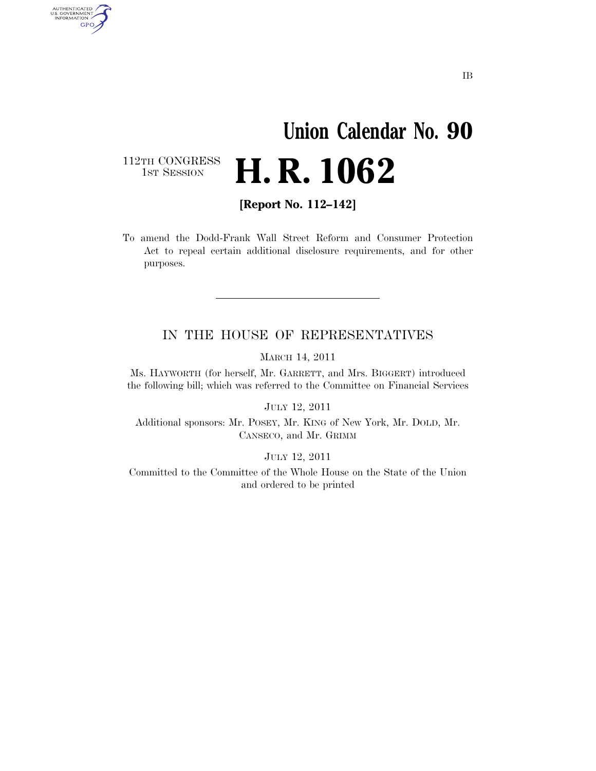IB

# Union Calendar No. 90

112TH CONGRESS
1ST SESSION

# H. R. 1062

**[Report No. 112–142]**

To amend the Dodd-Frank Wall Street Reform and Consumer Protection Act to repeal certain additional disclosure requirements, and for other purposes.

---

IN THE HOUSE OF REPRESENTATIVES

MARCH 14, 2011

Ms. HAYWORTH (for herself, Mr. GARRETT, and Mrs. BIGGERT) introduced the following bill; which was referred to the Committee on Financial Services

JULY 12, 2011

Additional sponsors: Mr. POSEY, Mr. KING of New York, Mr. DOLD, Mr. CANSECO, and Mr. GRIMM

JULY 12, 2011

Committed to the Committee of the Whole House on the State of the Union and ordered to be printed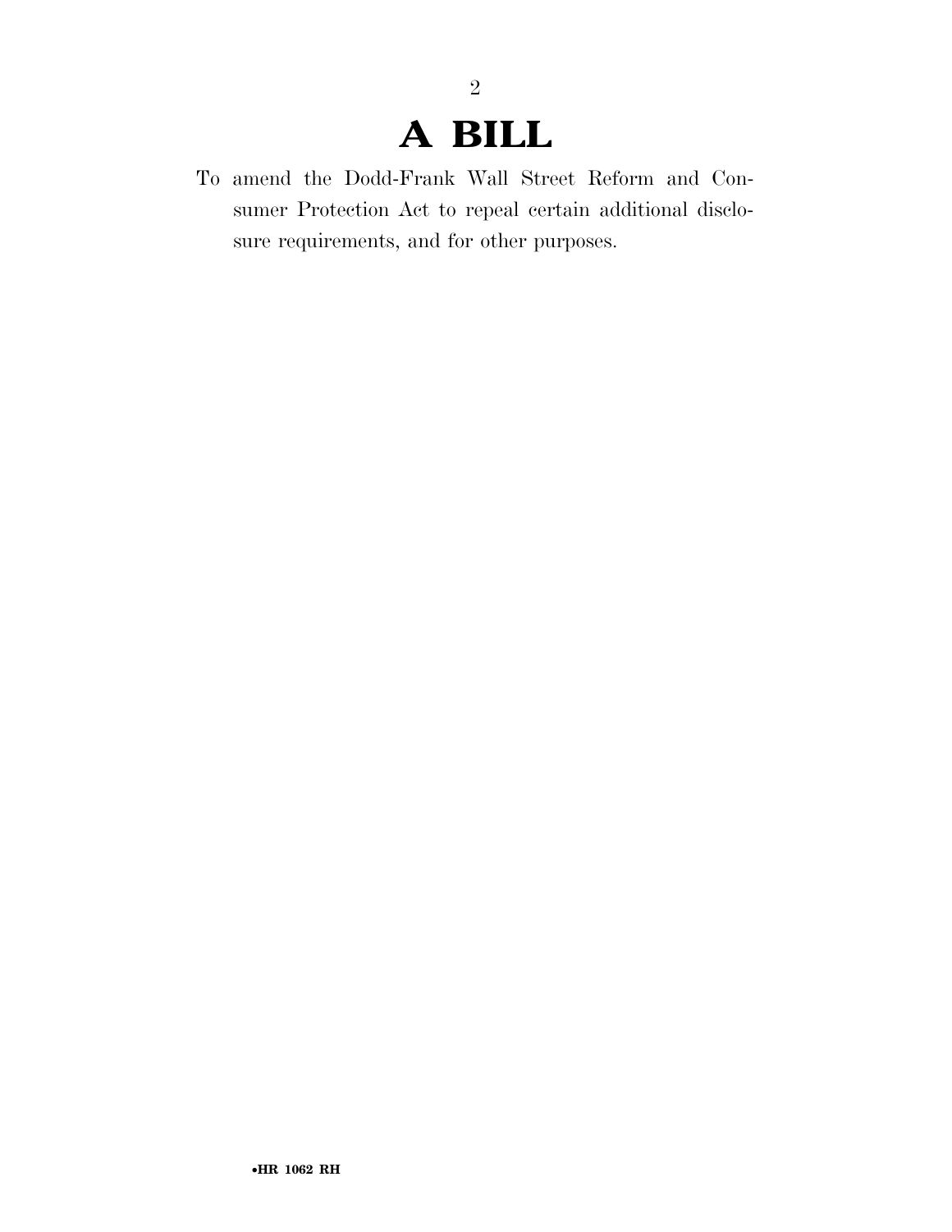# A BILL

To amend the Dodd-Frank Wall Street Reform and Consumer Protection Act to repeal certain additional disclosure requirements, and for other purposes.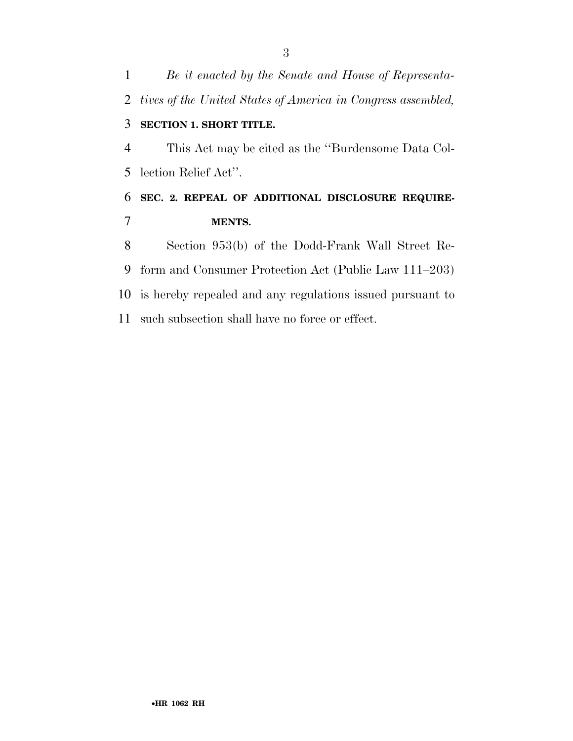*Be it enacted by the Senate and House of Representatives of the United States of America in Congress assembled,*

**SECTION 1. SHORT TITLE.**

This Act may be cited as the ''Burdensome Data Collection Relief Act''.

**SEC. 2. REPEAL OF ADDITIONAL DISCLOSURE REQUIREMENTS.**

Section 953(b) of the Dodd-Frank Wall Street Reform and Consumer Protection Act (Public Law 111–203) is hereby repealed and any regulations issued pursuant to such subsection shall have no force or effect.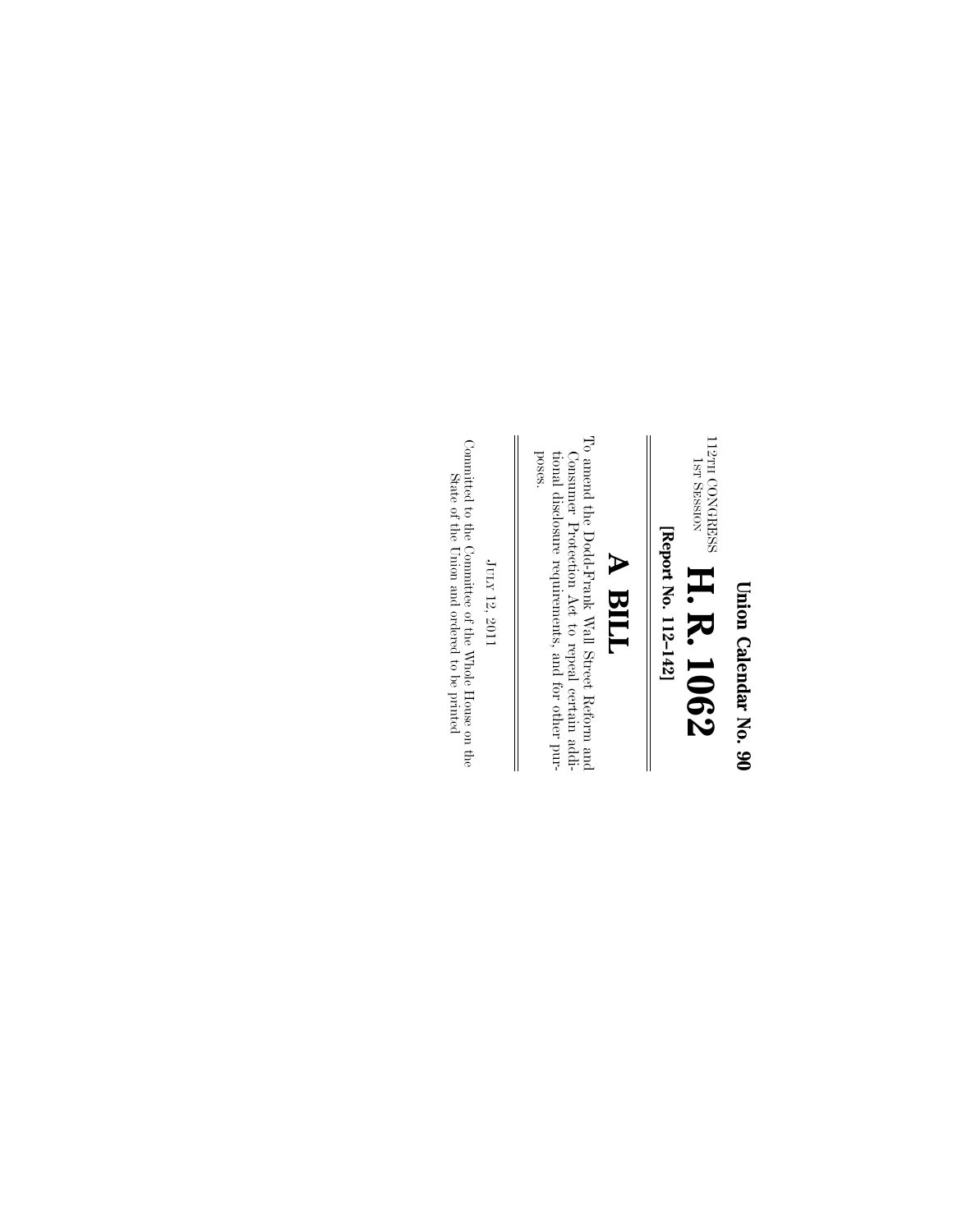# Union Calendar No. 90

112TH CONGRESS
1ST SESSION

# H. R. 1062

**[Report No. 112–142]**

# A BILL

To amend the Dodd-Frank Wall Street Reform and Consumer Protection Act to repeal certain additional disclosure requirements, and for other purposes.

JULY 12, 2011

Committed to the Committee of the Whole House on the State of the Union and ordered to be printed